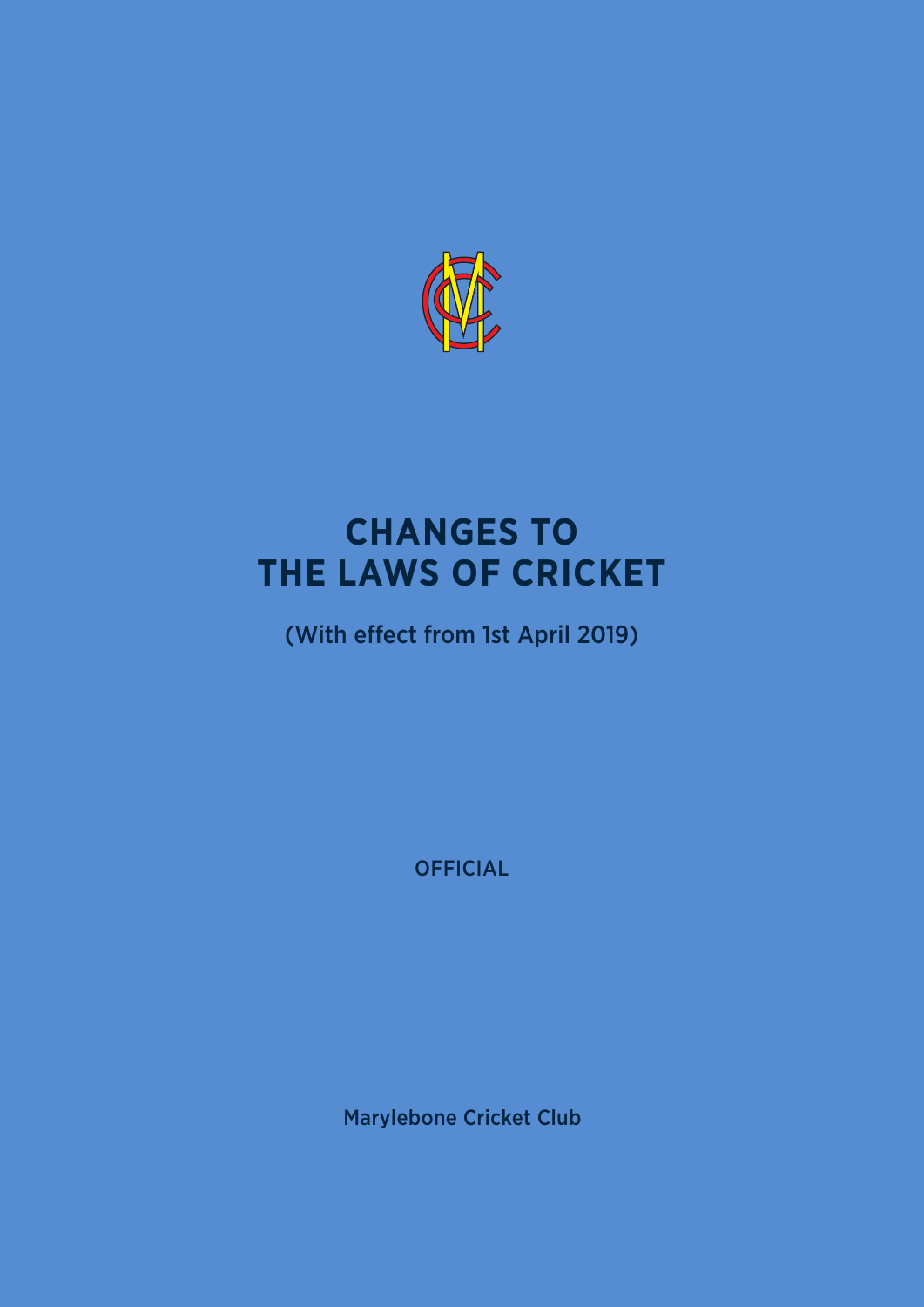# CHANGES TO THE LAWS OF CRICKET

(With effect from 1st April 2019)

OFFICIAL

Marylebone Cricket Club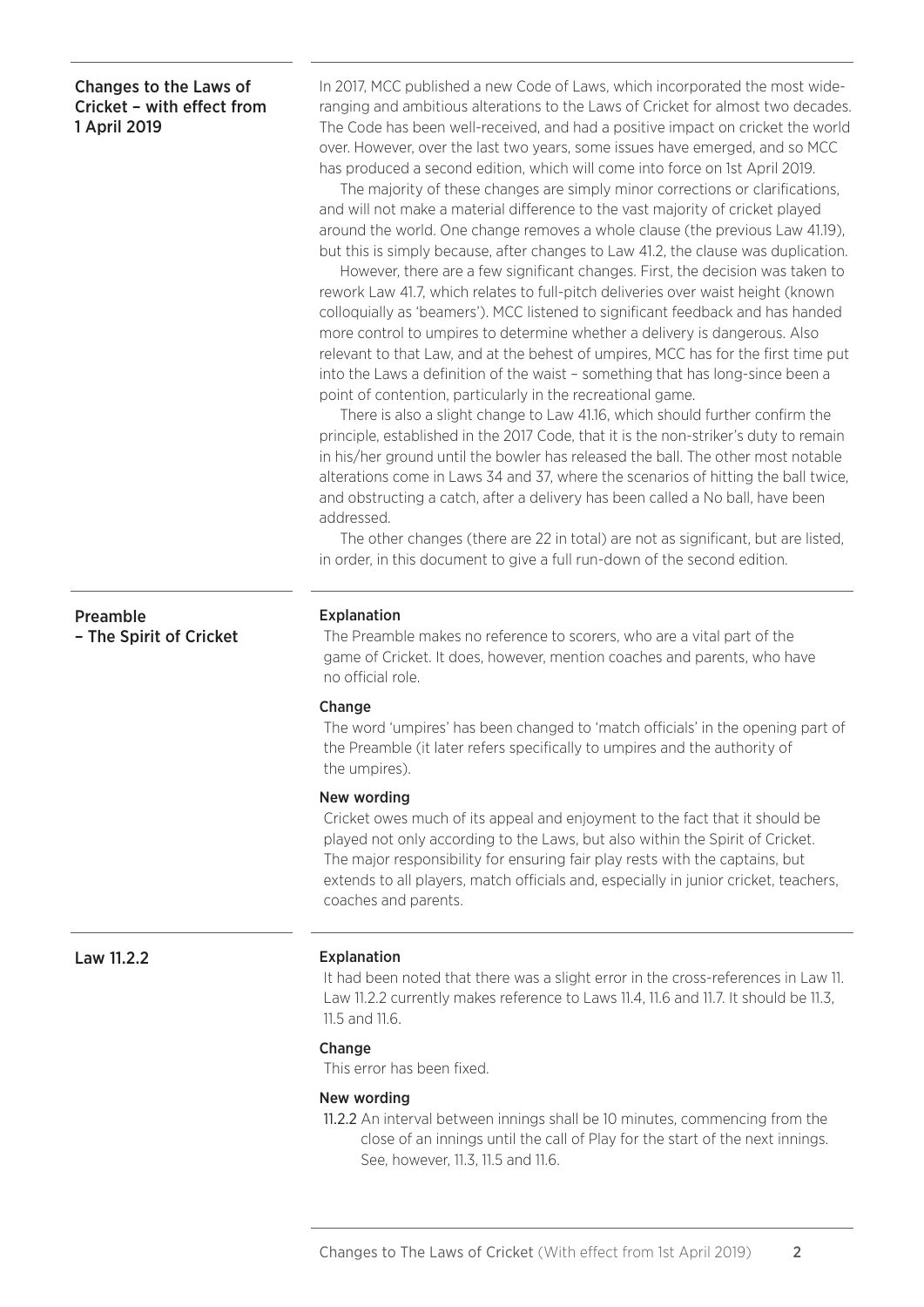## Changes to the Laws of Cricket – with effect from 1 April 2019

In 2017, MCC published a new Code of Laws, which incorporated the most wide-ranging and ambitious alterations to the Laws of Cricket for almost two decades. The Code has been well-received, and had a positive impact on cricket the world over. However, over the last two years, some issues have emerged, and so MCC has produced a second edition, which will come into force on 1st April 2019.

The majority of these changes are simply minor corrections or clarifications, and will not make a material difference to the vast majority of cricket played around the world. One change removes a whole clause (the previous Law 41.19), but this is simply because, after changes to Law 41.2, the clause was duplication.

However, there are a few significant changes. First, the decision was taken to rework Law 41.7, which relates to full-pitch deliveries over waist height (known colloquially as 'beamers'). MCC listened to significant feedback and has handed more control to umpires to determine whether a delivery is dangerous. Also relevant to that Law, and at the behest of umpires, MCC has for the first time put into the Laws a definition of the waist – something that has long-since been a point of contention, particularly in the recreational game.

There is also a slight change to Law 41.16, which should further confirm the principle, established in the 2017 Code, that it is the non-striker's duty to remain in his/her ground until the bowler has released the ball. The other most notable alterations come in Laws 34 and 37, where the scenarios of hitting the ball twice, and obstructing a catch, after a delivery has been called a No ball, have been addressed.

The other changes (there are 22 in total) are not as significant, but are listed, in order, in this document to give a full run-down of the second edition.

## Preamble – The Spirit of Cricket

### Explanation

The Preamble makes no reference to scorers, who are a vital part of the game of Cricket. It does, however, mention coaches and parents, who have no official role.

### Change

The word 'umpires' has been changed to 'match officials' in the opening part of the Preamble (it later refers specifically to umpires and the authority of the umpires).

### New wording

Cricket owes much of its appeal and enjoyment to the fact that it should be played not only according to the Laws, but also within the Spirit of Cricket. The major responsibility for ensuring fair play rests with the captains, but extends to all players, match officials and, especially in junior cricket, teachers, coaches and parents.

## Law 11.2.2

### Explanation

It had been noted that there was a slight error in the cross-references in Law 11. Law 11.2.2 currently makes reference to Laws 11.4, 11.6 and 11.7. It should be 11.3, 11.5 and 11.6.

### Change

This error has been fixed.

### New wording

**11.2.2** An interval between innings shall be 10 minutes, commencing from the close of an innings until the call of Play for the start of the next innings. See, however, 11.3, 11.5 and 11.6.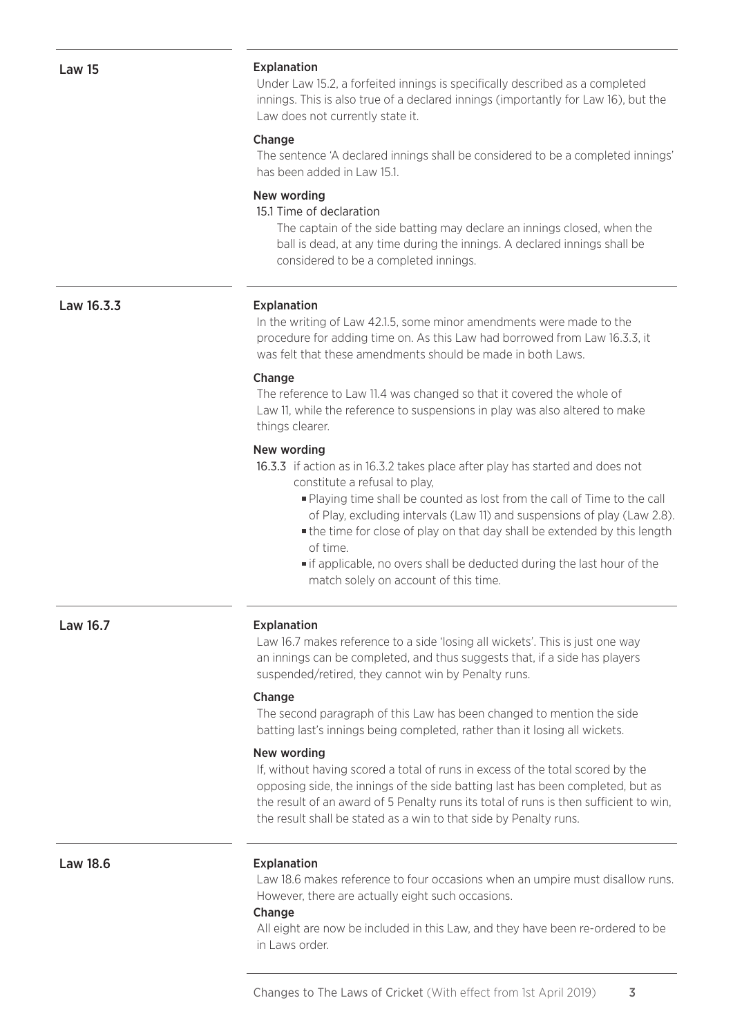## Law 15

**Explanation**

Under Law 15.2, a forfeited innings is specifically described as a completed innings. This is also true of a declared innings (importantly for Law 16), but the Law does not currently state it.

**Change**

The sentence 'A declared innings shall be considered to be a completed innings' has been added in Law 15.1.

**New wording**

15.1 Time of declaration

The captain of the side batting may declare an innings closed, when the ball is dead, at any time during the innings. A declared innings shall be considered to be a completed innings.

## Law 16.3.3

**Explanation**

In the writing of Law 42.1.5, some minor amendments were made to the procedure for adding time on. As this Law had borrowed from Law 16.3.3, it was felt that these amendments should be made in both Laws.

**Change**

The reference to Law 11.4 was changed so that it covered the whole of Law 11, while the reference to suspensions in play was also altered to make things clearer.

**New wording**

16.3.3 if action as in 16.3.2 takes place after play has started and does not constitute a refusal to play,

- Playing time shall be counted as lost from the call of Time to the call of Play, excluding intervals (Law 11) and suspensions of play (Law 2.8).
- the time for close of play on that day shall be extended by this length of time.
- if applicable, no overs shall be deducted during the last hour of the match solely on account of this time.

## Law 16.7

**Explanation**

Law 16.7 makes reference to a side 'losing all wickets'. This is just one way an innings can be completed, and thus suggests that, if a side has players suspended/retired, they cannot win by Penalty runs.

**Change**

The second paragraph of this Law has been changed to mention the side batting last's innings being completed, rather than it losing all wickets.

**New wording**

If, without having scored a total of runs in excess of the total scored by the opposing side, the innings of the side batting last has been completed, but as the result of an award of 5 Penalty runs its total of runs is then sufficient to win, the result shall be stated as a win to that side by Penalty runs.

## Law 18.6

**Explanation**

Law 18.6 makes reference to four occasions when an umpire must disallow runs. However, there are actually eight such occasions.

**Change**

All eight are now be included in this Law, and they have been re-ordered to be in Laws order.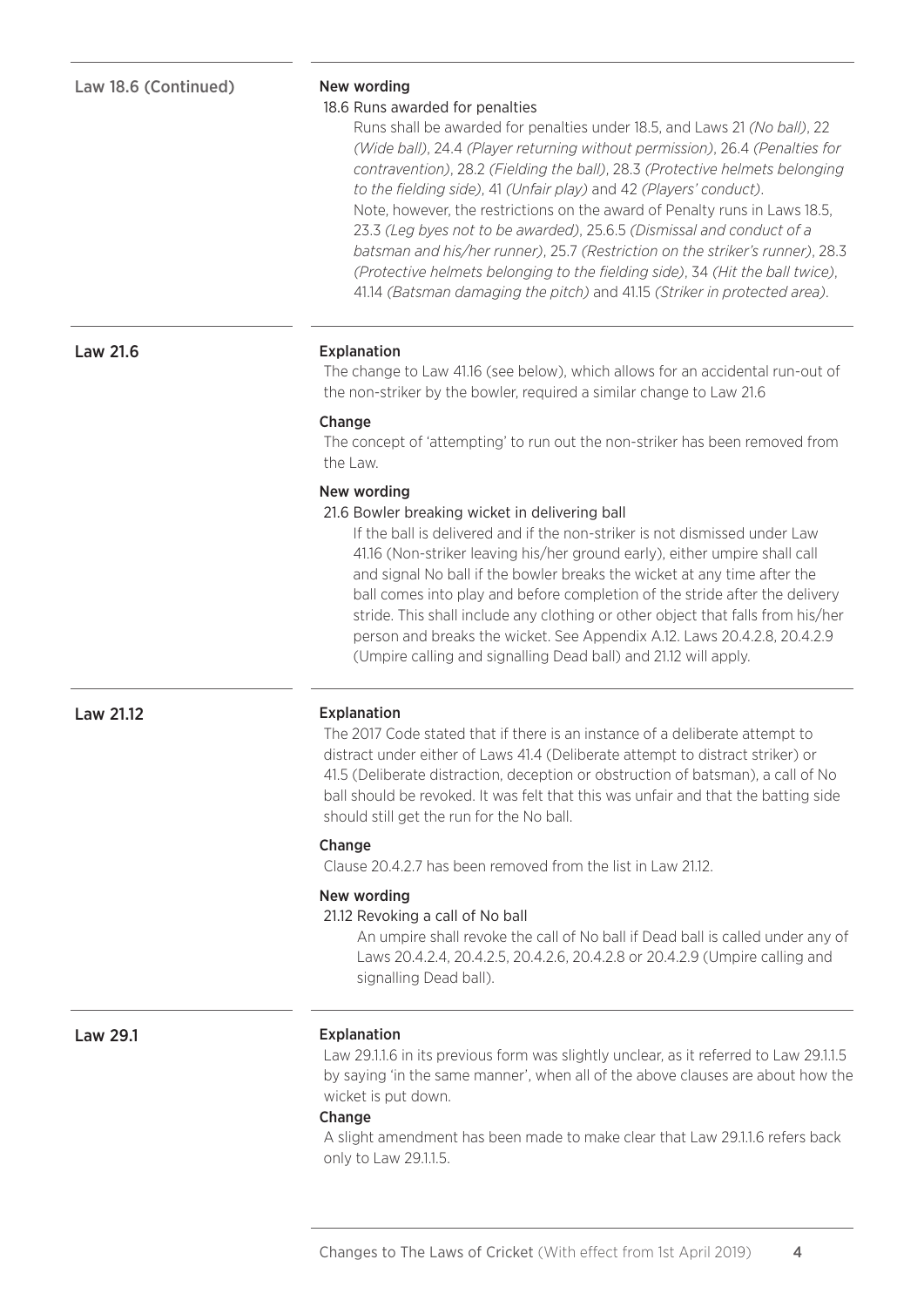## Law 18.6 (Continued)

**New wording**

18.6 Runs awarded for penalties

Runs shall be awarded for penalties under 18.5, and Laws 21 *(No ball)*, 22 *(Wide ball)*, 24.4 *(Player returning without permission)*, 26.4 *(Penalties for contravention)*, 28.2 *(Fielding the ball)*, 28.3 *(Protective helmets belonging to the fielding side)*, 41 *(Unfair play)* and 42 *(Players' conduct)*.
Note, however, the restrictions on the award of Penalty runs in Laws 18.5, 23.3 *(Leg byes not to be awarded)*, 25.6.5 *(Dismissal and conduct of a batsman and his/her runner)*, 25.7 *(Restriction on the striker's runner)*, 28.3 *(Protective helmets belonging to the fielding side)*, 34 *(Hit the ball twice)*, 41.14 *(Batsman damaging the pitch)* and 41.15 *(Striker in protected area)*.

## Law 21.6

**Explanation**

The change to Law 41.16 (see below), which allows for an accidental run-out of the non-striker by the bowler, required a similar change to Law 21.6

**Change**

The concept of 'attempting' to run out the non-striker has been removed from the Law.

**New wording**

21.6 Bowler breaking wicket in delivering ball

If the ball is delivered and if the non-striker is not dismissed under Law 41.16 (Non-striker leaving his/her ground early), either umpire shall call and signal No ball if the bowler breaks the wicket at any time after the ball comes into play and before completion of the stride after the delivery stride. This shall include any clothing or other object that falls from his/her person and breaks the wicket. See Appendix A.12. Laws 20.4.2.8, 20.4.2.9 (Umpire calling and signalling Dead ball) and 21.12 will apply.

## Law 21.12

**Explanation**

The 2017 Code stated that if there is an instance of a deliberate attempt to distract under either of Laws 41.4 (Deliberate attempt to distract striker) or 41.5 (Deliberate distraction, deception or obstruction of batsman), a call of No ball should be revoked. It was felt that this was unfair and that the batting side should still get the run for the No ball.

**Change**

Clause 20.4.2.7 has been removed from the list in Law 21.12.

**New wording**

21.12 Revoking a call of No ball

An umpire shall revoke the call of No ball if Dead ball is called under any of Laws 20.4.2.4, 20.4.2.5, 20.4.2.6, 20.4.2.8 or 20.4.2.9 (Umpire calling and signalling Dead ball).

## Law 29.1

**Explanation**

Law 29.1.1.6 in its previous form was slightly unclear, as it referred to Law 29.1.1.5 by saying 'in the same manner', when all of the above clauses are about how the wicket is put down.

**Change**

A slight amendment has been made to make clear that Law 29.1.1.6 refers back only to Law 29.1.1.5.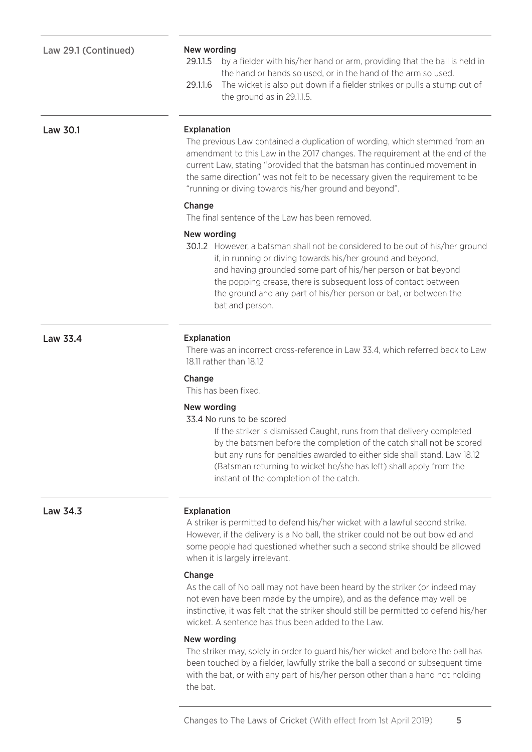## Law 29.1 (Continued)

**New wording**

29.1.1.5 by a fielder with his/her hand or arm, providing that the ball is held in the hand or hands so used, or in the hand of the arm so used.

29.1.1.6 The wicket is also put down if a fielder strikes or pulls a stump out of the ground as in 29.1.1.5.

## Law 30.1

**Explanation**

The previous Law contained a duplication of wording, which stemmed from an amendment to this Law in the 2017 changes. The requirement at the end of the current Law, stating "provided that the batsman has continued movement in the same direction" was not felt to be necessary given the requirement to be "running or diving towards his/her ground and beyond".

**Change**

The final sentence of the Law has been removed.

**New wording**

30.1.2 However, a batsman shall not be considered to be out of his/her ground if, in running or diving towards his/her ground and beyond, and having grounded some part of his/her person or bat beyond the popping crease, there is subsequent loss of contact between the ground and any part of his/her person or bat, or between the bat and person.

## Law 33.4

**Explanation**

There was an incorrect cross-reference in Law 33.4, which referred back to Law 18.11 rather than 18.12

**Change**

This has been fixed.

**New wording**

33.4 No runs to be scored

If the striker is dismissed Caught, runs from that delivery completed by the batsmen before the completion of the catch shall not be scored but any runs for penalties awarded to either side shall stand. Law 18.12 (Batsman returning to wicket he/she has left) shall apply from the instant of the completion of the catch.

## Law 34.3

**Explanation**

A striker is permitted to defend his/her wicket with a lawful second strike. However, if the delivery is a No ball, the striker could not be out bowled and some people had questioned whether such a second strike should be allowed when it is largely irrelevant.

**Change**

As the call of No ball may not have been heard by the striker (or indeed may not even have been made by the umpire), and as the defence may well be instinctive, it was felt that the striker should still be permitted to defend his/her wicket. A sentence has thus been added to the Law.

**New wording**

The striker may, solely in order to guard his/her wicket and before the ball has been touched by a fielder, lawfully strike the ball a second or subsequent time with the bat, or with any part of his/her person other than a hand not holding the bat.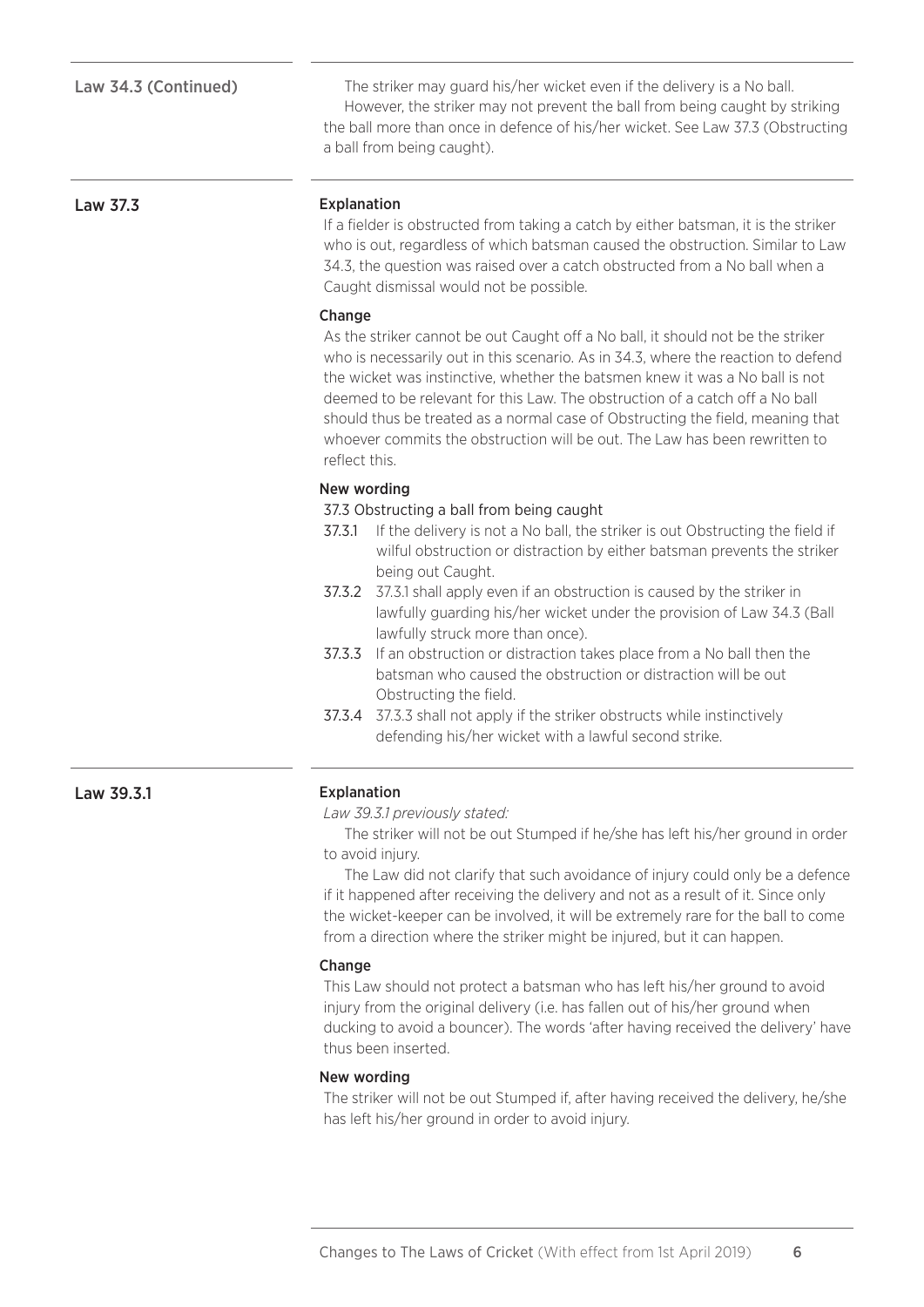## Law 34.3 (Continued)

The striker may guard his/her wicket even if the delivery is a No ball.

However, the striker may not prevent the ball from being caught by striking the ball more than once in defence of his/her wicket. See Law 37.3 (Obstructing a ball from being caught).

## Law 37.3

### Explanation

If a fielder is obstructed from taking a catch by either batsman, it is the striker who is out, regardless of which batsman caused the obstruction. Similar to Law 34.3, the question was raised over a catch obstructed from a No ball when a Caught dismissal would not be possible.

### Change

As the striker cannot be out Caught off a No ball, it should not be the striker who is necessarily out in this scenario. As in 34.3, where the reaction to defend the wicket was instinctive, whether the batsmen knew it was a No ball is not deemed to be relevant for this Law. The obstruction of a catch off a No ball should thus be treated as a normal case of Obstructing the field, meaning that whoever commits the obstruction will be out. The Law has been rewritten to reflect this.

### New wording

37.3 Obstructing a ball from being caught

- **37.3.1** If the delivery is not a No ball, the striker is out Obstructing the field if wilful obstruction or distraction by either batsman prevents the striker being out Caught.
- **37.3.2** 37.3.1 shall apply even if an obstruction is caused by the striker in lawfully guarding his/her wicket under the provision of Law 34.3 (Ball lawfully struck more than once).
- **37.3.3** If an obstruction or distraction takes place from a No ball then the batsman who caused the obstruction or distraction will be out Obstructing the field.
- **37.3.4** 37.3.3 shall not apply if the striker obstructs while instinctively defending his/her wicket with a lawful second strike.

## Law 39.3.1

### Explanation

*Law 39.3.1 previously stated:*

The striker will not be out Stumped if he/she has left his/her ground in order to avoid injury.

The Law did not clarify that such avoidance of injury could only be a defence if it happened after receiving the delivery and not as a result of it. Since only the wicket-keeper can be involved, it will be extremely rare for the ball to come from a direction where the striker might be injured, but it can happen.

### Change

This Law should not protect a batsman who has left his/her ground to avoid injury from the original delivery (i.e. has fallen out of his/her ground when ducking to avoid a bouncer). The words 'after having received the delivery' have thus been inserted.

### New wording

The striker will not be out Stumped if, after having received the delivery, he/she has left his/her ground in order to avoid injury.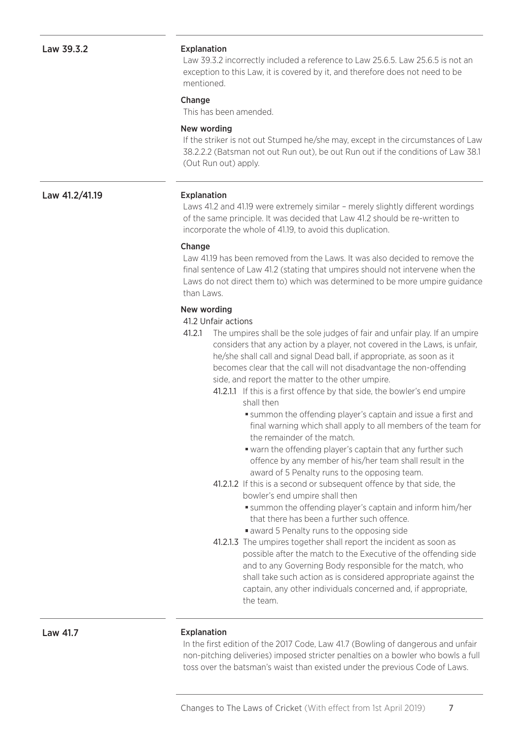## Law 39.3.2

### Explanation

Law 39.3.2 incorrectly included a reference to Law 25.6.5. Law 25.6.5 is not an exception to this Law, it is covered by it, and therefore does not need to be mentioned.

### Change

This has been amended.

### New wording

If the striker is not out Stumped he/she may, except in the circumstances of Law 38.2.2.2 (Batsman not out Run out), be out Run out if the conditions of Law 38.1 (Out Run out) apply.

## Law 41.2/41.19

### Explanation

Laws 41.2 and 41.19 were extremely similar – merely slightly different wordings of the same principle. It was decided that Law 41.2 should be re-written to incorporate the whole of 41.19, to avoid this duplication.

### Change

Law 41.19 has been removed from the Laws. It was also decided to remove the final sentence of Law 41.2 (stating that umpires should not intervene when the Laws do not direct them to) which was determined to be more umpire guidance than Laws.

### New wording

41.2 Unfair actions

41.2.1 The umpires shall be the sole judges of fair and unfair play. If an umpire considers that any action by a player, not covered in the Laws, is unfair, he/she shall call and signal Dead ball, if appropriate, as soon as it becomes clear that the call will not disadvantage the non-offending side, and report the matter to the other umpire.

- 41.2.1.1 If this is a first offence by that side, the bowler's end umpire shall then
  - summon the offending player's captain and issue a first and final warning which shall apply to all members of the team for the remainder of the match.
  - warn the offending player's captain that any further such offence by any member of his/her team shall result in the award of 5 Penalty runs to the opposing team.
- 41.2.1.2 If this is a second or subsequent offence by that side, the bowler's end umpire shall then
  - summon the offending player's captain and inform him/her that there has been a further such offence.
  - award 5 Penalty runs to the opposing side
- 41.2.1.3 The umpires together shall report the incident as soon as possible after the match to the Executive of the offending side and to any Governing Body responsible for the match, who shall take such action as is considered appropriate against the captain, any other individuals concerned and, if appropriate, the team.

## Law 41.7

### Explanation

In the first edition of the 2017 Code, Law 41.7 (Bowling of dangerous and unfair non-pitching deliveries) imposed stricter penalties on a bowler who bowls a full toss over the batsman's waist than existed under the previous Code of Laws.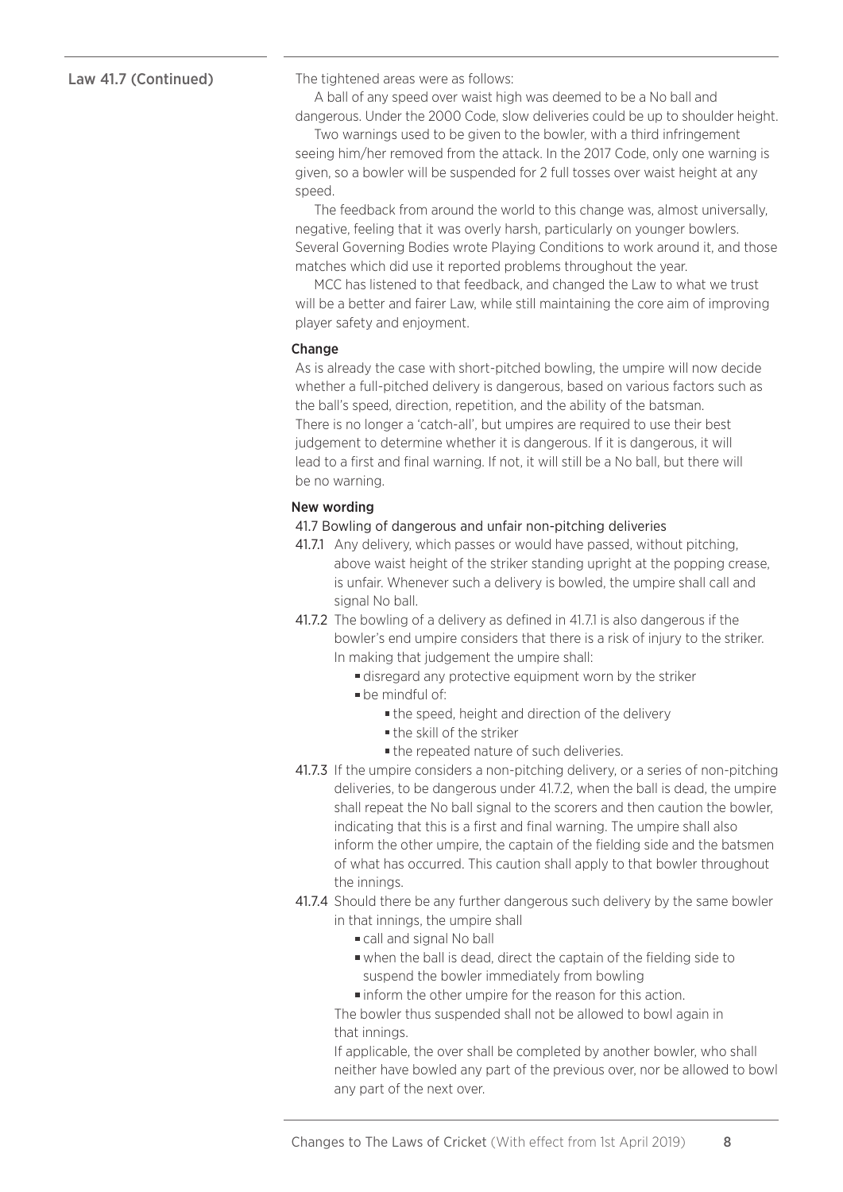Law 41.7 (Continued)

The tightened areas were as follows:

A ball of any speed over waist high was deemed to be a No ball and dangerous. Under the 2000 Code, slow deliveries could be up to shoulder height.

Two warnings used to be given to the bowler, with a third infringement seeing him/her removed from the attack. In the 2017 Code, only one warning is given, so a bowler will be suspended for 2 full tosses over waist height at any speed.

The feedback from around the world to this change was, almost universally, negative, feeling that it was overly harsh, particularly on younger bowlers. Several Governing Bodies wrote Playing Conditions to work around it, and those matches which did use it reported problems throughout the year.

MCC has listened to that feedback, and changed the Law to what we trust will be a better and fairer Law, while still maintaining the core aim of improving player safety and enjoyment.

### Change

As is already the case with short-pitched bowling, the umpire will now decide whether a full-pitched delivery is dangerous, based on various factors such as the ball's speed, direction, repetition, and the ability of the batsman. There is no longer a 'catch-all', but umpires are required to use their best judgement to determine whether it is dangerous. If it is dangerous, it will lead to a first and final warning. If not, it will still be a No ball, but there will be no warning.

### New wording

41.7 Bowling of dangerous and unfair non-pitching deliveries

41.7.1 Any delivery, which passes or would have passed, without pitching, above waist height of the striker standing upright at the popping crease, is unfair. Whenever such a delivery is bowled, the umpire shall call and signal No ball.

41.7.2 The bowling of a delivery as defined in 41.7.1 is also dangerous if the bowler's end umpire considers that there is a risk of injury to the striker. In making that judgement the umpire shall:

- disregard any protective equipment worn by the striker
- be mindful of:
  - the speed, height and direction of the delivery
  - the skill of the striker
  - the repeated nature of such deliveries.

41.7.3 If the umpire considers a non-pitching delivery, or a series of non-pitching deliveries, to be dangerous under 41.7.2, when the ball is dead, the umpire shall repeat the No ball signal to the scorers and then caution the bowler, indicating that this is a first and final warning. The umpire shall also inform the other umpire, the captain of the fielding side and the batsmen of what has occurred. This caution shall apply to that bowler throughout the innings.

41.7.4 Should there be any further dangerous such delivery by the same bowler in that innings, the umpire shall

- call and signal No ball
- when the ball is dead, direct the captain of the fielding side to suspend the bowler immediately from bowling
- inform the other umpire for the reason for this action.

The bowler thus suspended shall not be allowed to bowl again in that innings.

If applicable, the over shall be completed by another bowler, who shall neither have bowled any part of the previous over, nor be allowed to bowl any part of the next over.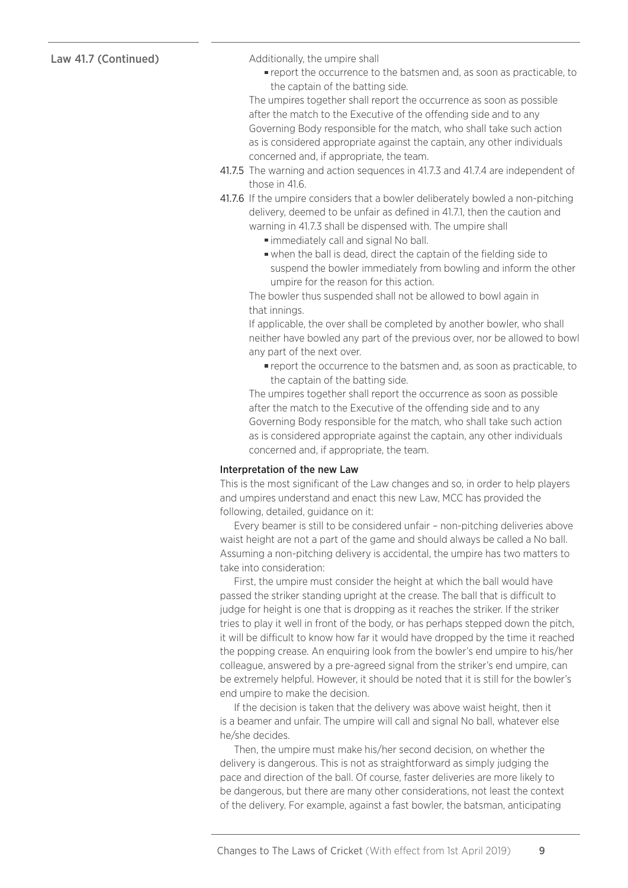**Law 41.7 (Continued)**

Additionally, the umpire shall

- report the occurrence to the batsmen and, as soon as practicable, to the captain of the batting side.

The umpires together shall report the occurrence as soon as possible after the match to the Executive of the offending side and to any Governing Body responsible for the match, who shall take such action as is considered appropriate against the captain, any other individuals concerned and, if appropriate, the team.

**41.7.5** The warning and action sequences in 41.7.3 and 41.7.4 are independent of those in 41.6.

**41.7.6** If the umpire considers that a bowler deliberately bowled a non-pitching delivery, deemed to be unfair as defined in 41.7.1, then the caution and warning in 41.7.3 shall be dispensed with. The umpire shall

- immediately call and signal No ball.
- when the ball is dead, direct the captain of the fielding side to suspend the bowler immediately from bowling and inform the other umpire for the reason for this action.

The bowler thus suspended shall not be allowed to bowl again in that innings.

If applicable, the over shall be completed by another bowler, who shall neither have bowled any part of the previous over, nor be allowed to bowl any part of the next over.

- report the occurrence to the batsmen and, as soon as practicable, to the captain of the batting side.

The umpires together shall report the occurrence as soon as possible after the match to the Executive of the offending side and to any Governing Body responsible for the match, who shall take such action as is considered appropriate against the captain, any other individuals concerned and, if appropriate, the team.

### Interpretation of the new Law

This is the most significant of the Law changes and so, in order to help players and umpires understand and enact this new Law, MCC has provided the following, detailed, guidance on it:

Every beamer is still to be considered unfair – non-pitching deliveries above waist height are not a part of the game and should always be called a No ball. Assuming a non-pitching delivery is accidental, the umpire has two matters to take into consideration:

First, the umpire must consider the height at which the ball would have passed the striker standing upright at the crease. The ball that is difficult to judge for height is one that is dropping as it reaches the striker. If the striker tries to play it well in front of the body, or has perhaps stepped down the pitch, it will be difficult to know how far it would have dropped by the time it reached the popping crease. An enquiring look from the bowler's end umpire to his/her colleague, answered by a pre-agreed signal from the striker's end umpire, can be extremely helpful. However, it should be noted that it is still for the bowler's end umpire to make the decision.

If the decision is taken that the delivery was above waist height, then it is a beamer and unfair. The umpire will call and signal No ball, whatever else he/she decides.

Then, the umpire must make his/her second decision, on whether the delivery is dangerous. This is not as straightforward as simply judging the pace and direction of the ball. Of course, faster deliveries are more likely to be dangerous, but there are many other considerations, not least the context of the delivery. For example, against a fast bowler, the batsman, anticipating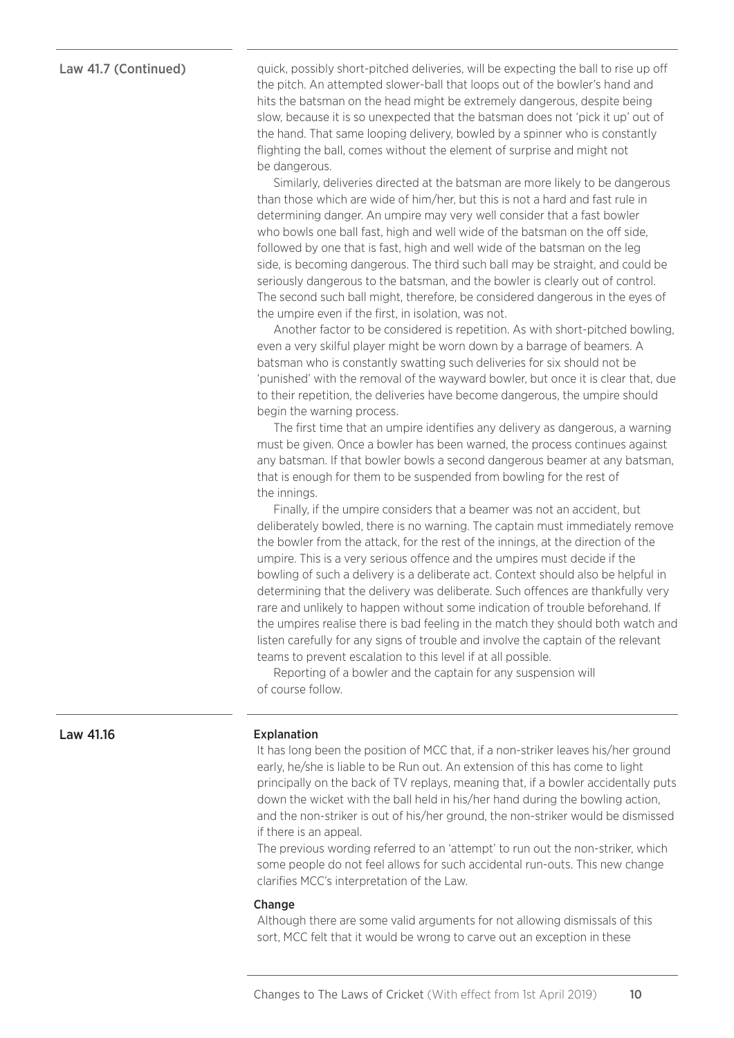## Law 41.7 (Continued)

quick, possibly short-pitched deliveries, will be expecting the ball to rise up off the pitch. An attempted slower-ball that loops out of the bowler's hand and hits the batsman on the head might be extremely dangerous, despite being slow, because it is so unexpected that the batsman does not 'pick it up' out of the hand. That same looping delivery, bowled by a spinner who is constantly flighting the ball, comes without the element of surprise and might not be dangerous.

Similarly, deliveries directed at the batsman are more likely to be dangerous than those which are wide of him/her, but this is not a hard and fast rule in determining danger. An umpire may very well consider that a fast bowler who bowls one ball fast, high and well wide of the batsman on the off side, followed by one that is fast, high and well wide of the batsman on the leg side, is becoming dangerous. The third such ball may be straight, and could be seriously dangerous to the batsman, and the bowler is clearly out of control. The second such ball might, therefore, be considered dangerous in the eyes of the umpire even if the first, in isolation, was not.

Another factor to be considered is repetition. As with short-pitched bowling, even a very skilful player might be worn down by a barrage of beamers. A batsman who is constantly swatting such deliveries for six should not be 'punished' with the removal of the wayward bowler, but once it is clear that, due to their repetition, the deliveries have become dangerous, the umpire should begin the warning process.

The first time that an umpire identifies any delivery as dangerous, a warning must be given. Once a bowler has been warned, the process continues against any batsman. If that bowler bowls a second dangerous beamer at any batsman, that is enough for them to be suspended from bowling for the rest of the innings.

Finally, if the umpire considers that a beamer was not an accident, but deliberately bowled, there is no warning. The captain must immediately remove the bowler from the attack, for the rest of the innings, at the direction of the umpire. This is a very serious offence and the umpires must decide if the bowling of such a delivery is a deliberate act. Context should also be helpful in determining that the delivery was deliberate. Such offences are thankfully very rare and unlikely to happen without some indication of trouble beforehand. If the umpires realise there is bad feeling in the match they should both watch and listen carefully for any signs of trouble and involve the captain of the relevant teams to prevent escalation to this level if at all possible.

Reporting of a bowler and the captain for any suspension will of course follow.

## Law 41.16

**Explanation**

It has long been the position of MCC that, if a non-striker leaves his/her ground early, he/she is liable to be Run out. An extension of this has come to light principally on the back of TV replays, meaning that, if a bowler accidentally puts down the wicket with the ball held in his/her hand during the bowling action, and the non-striker is out of his/her ground, the non-striker would be dismissed if there is an appeal.

The previous wording referred to an 'attempt' to run out the non-striker, which some people do not feel allows for such accidental run-outs. This new change clarifies MCC's interpretation of the Law.

**Change**

Although there are some valid arguments for not allowing dismissals of this sort, MCC felt that it would be wrong to carve out an exception in these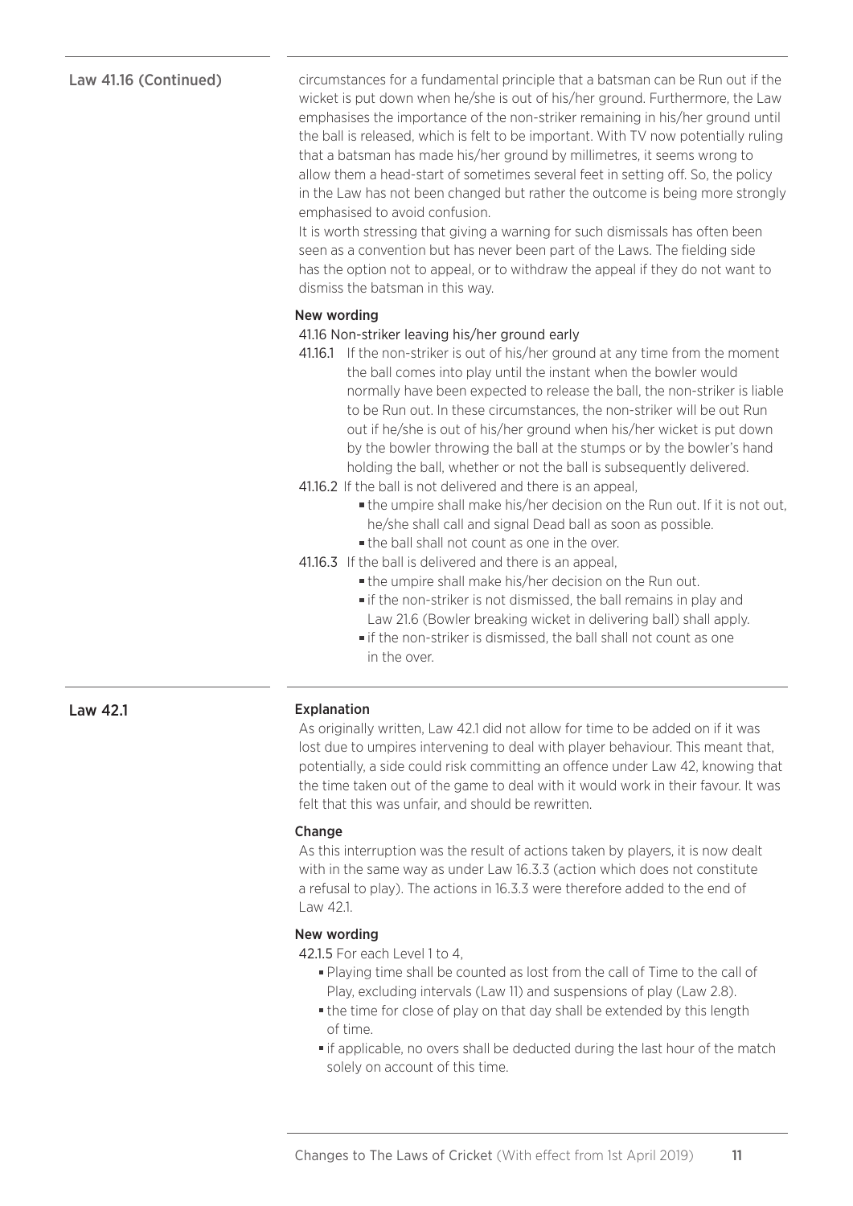## Law 41.16 (Continued)

circumstances for a fundamental principle that a batsman can be Run out if the wicket is put down when he/she is out of his/her ground. Furthermore, the Law emphasises the importance of the non-striker remaining in his/her ground until the ball is released, which is felt to be important. With TV now potentially ruling that a batsman has made his/her ground by millimetres, it seems wrong to allow them a head-start of sometimes several feet in setting off. So, the policy in the Law has not been changed but rather the outcome is being more strongly emphasised to avoid confusion.

It is worth stressing that giving a warning for such dismissals has often been seen as a convention but has never been part of the Laws. The fielding side has the option not to appeal, or to withdraw the appeal if they do not want to dismiss the batsman in this way.

### New wording

41.16 Non-striker leaving his/her ground early

41.16.1 If the non-striker is out of his/her ground at any time from the moment the ball comes into play until the instant when the bowler would normally have been expected to release the ball, the non-striker is liable to be Run out. In these circumstances, the non-striker will be out Run out if he/she is out of his/her ground when his/her wicket is put down by the bowler throwing the ball at the stumps or by the bowler's hand holding the ball, whether or not the ball is subsequently delivered.

41.16.2 If the ball is not delivered and there is an appeal,

- the umpire shall make his/her decision on the Run out. If it is not out, he/she shall call and signal Dead ball as soon as possible.
- the ball shall not count as one in the over.

41.16.3 If the ball is delivered and there is an appeal,

- the umpire shall make his/her decision on the Run out.
- if the non-striker is not dismissed, the ball remains in play and Law 21.6 (Bowler breaking wicket in delivering ball) shall apply.
- if the non-striker is dismissed, the ball shall not count as one in the over.

## Law 42.1

### Explanation

As originally written, Law 42.1 did not allow for time to be added on if it was lost due to umpires intervening to deal with player behaviour. This meant that, potentially, a side could risk committing an offence under Law 42, knowing that the time taken out of the game to deal with it would work in their favour. It was felt that this was unfair, and should be rewritten.

### Change

As this interruption was the result of actions taken by players, it is now dealt with in the same way as under Law 16.3.3 (action which does not constitute a refusal to play). The actions in 16.3.3 were therefore added to the end of Law 42.1.

### New wording

42.1.5 For each Level 1 to 4,

- Playing time shall be counted as lost from the call of Time to the call of Play, excluding intervals (Law 11) and suspensions of play (Law 2.8).
- the time for close of play on that day shall be extended by this length of time.
- if applicable, no overs shall be deducted during the last hour of the match solely on account of this time.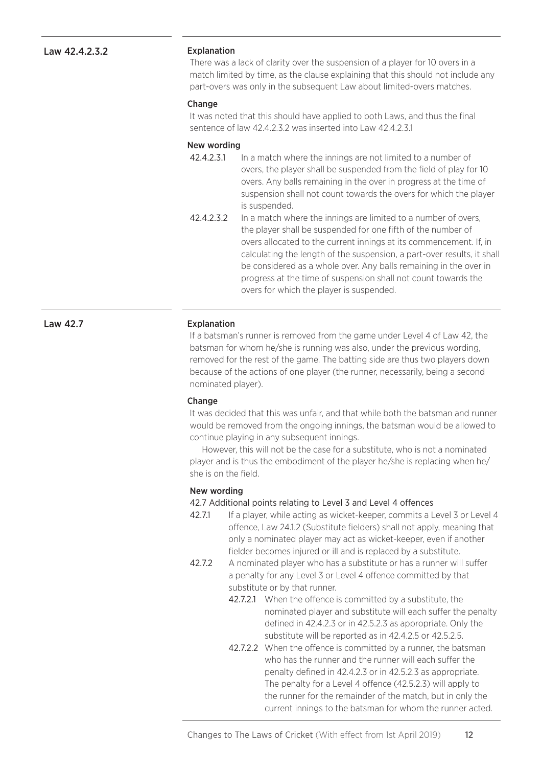## Law 42.4.2.3.2

### Explanation

There was a lack of clarity over the suspension of a player for 10 overs in a match limited by time, as the clause explaining that this should not include any part-overs was only in the subsequent Law about limited-overs matches.

### Change

It was noted that this should have applied to both Laws, and thus the final sentence of law 42.4.2.3.2 was inserted into Law 42.4.2.3.1

### New wording

42.4.2.3.1 In a match where the innings are not limited to a number of overs, the player shall be suspended from the field of play for 10 overs. Any balls remaining in the over in progress at the time of suspension shall not count towards the overs for which the player is suspended.

42.4.2.3.2 In a match where the innings are limited to a number of overs, the player shall be suspended for one fifth of the number of overs allocated to the current innings at its commencement. If, in calculating the length of the suspension, a part-over results, it shall be considered as a whole over. Any balls remaining in the over in progress at the time of suspension shall not count towards the overs for which the player is suspended.

## Law 42.7

### Explanation

If a batsman's runner is removed from the game under Level 4 of Law 42, the batsman for whom he/she is running was also, under the previous wording, removed for the rest of the game. The batting side are thus two players down because of the actions of one player (the runner, necessarily, being a second nominated player).

### Change

It was decided that this was unfair, and that while both the batsman and runner would be removed from the ongoing innings, the batsman would be allowed to continue playing in any subsequent innings.

However, this will not be the case for a substitute, who is not a nominated player and is thus the embodiment of the player he/she is replacing when he/she is on the field.

### New wording

42.7 Additional points relating to Level 3 and Level 4 offences

42.7.1 If a player, while acting as wicket-keeper, commits a Level 3 or Level 4 offence, Law 24.1.2 (Substitute fielders) shall not apply, meaning that only a nominated player may act as wicket-keeper, even if another fielder becomes injured or ill and is replaced by a substitute.

42.7.2 A nominated player who has a substitute or has a runner will suffer a penalty for any Level 3 or Level 4 offence committed by that substitute or by that runner.

- 42.7.2.1 When the offence is committed by a substitute, the nominated player and substitute will each suffer the penalty defined in 42.4.2.3 or in 42.5.2.3 as appropriate. Only the substitute will be reported as in 42.4.2.5 or 42.5.2.5.
- 42.7.2.2 When the offence is committed by a runner, the batsman who has the runner and the runner will each suffer the penalty defined in 42.4.2.3 or in 42.5.2.3 as appropriate. The penalty for a Level 4 offence (42.5.2.3) will apply to the runner for the remainder of the match, but in only the current innings to the batsman for whom the runner acted.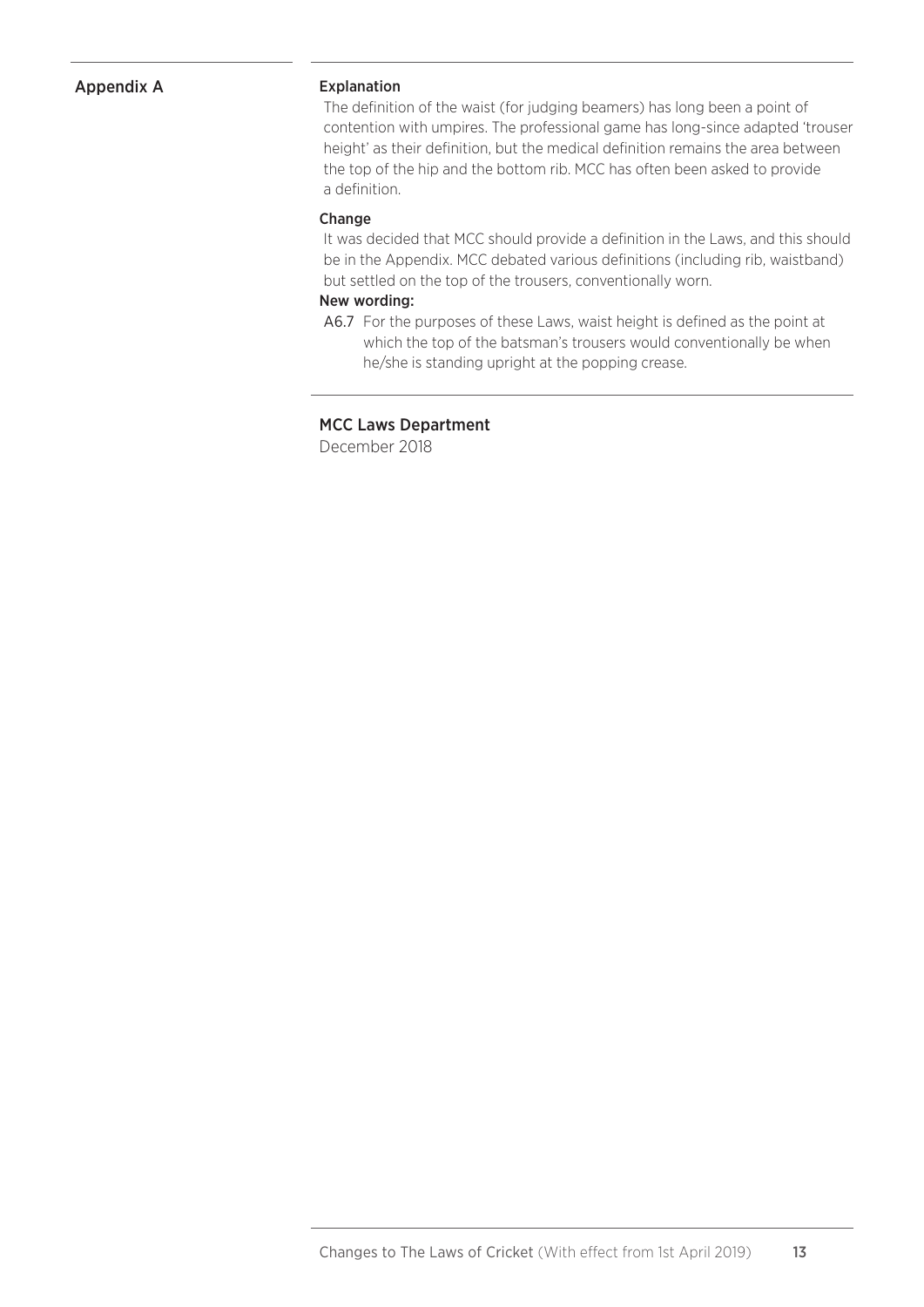## Appendix A

**Explanation**

The definition of the waist (for judging beamers) has long been a point of contention with umpires. The professional game has long-since adapted 'trouser height' as their definition, but the medical definition remains the area between the top of the hip and the bottom rib. MCC has often been asked to provide a definition.

**Change**

It was decided that MCC should provide a definition in the Laws, and this should be in the Appendix. MCC debated various definitions (including rib, waistband) but settled on the top of the trousers, conventionally worn.

**New wording:**

A6.7 For the purposes of these Laws, waist height is defined as the point at which the top of the batsman's trousers would conventionally be when he/she is standing upright at the popping crease.

---

**MCC Laws Department**

December 2018